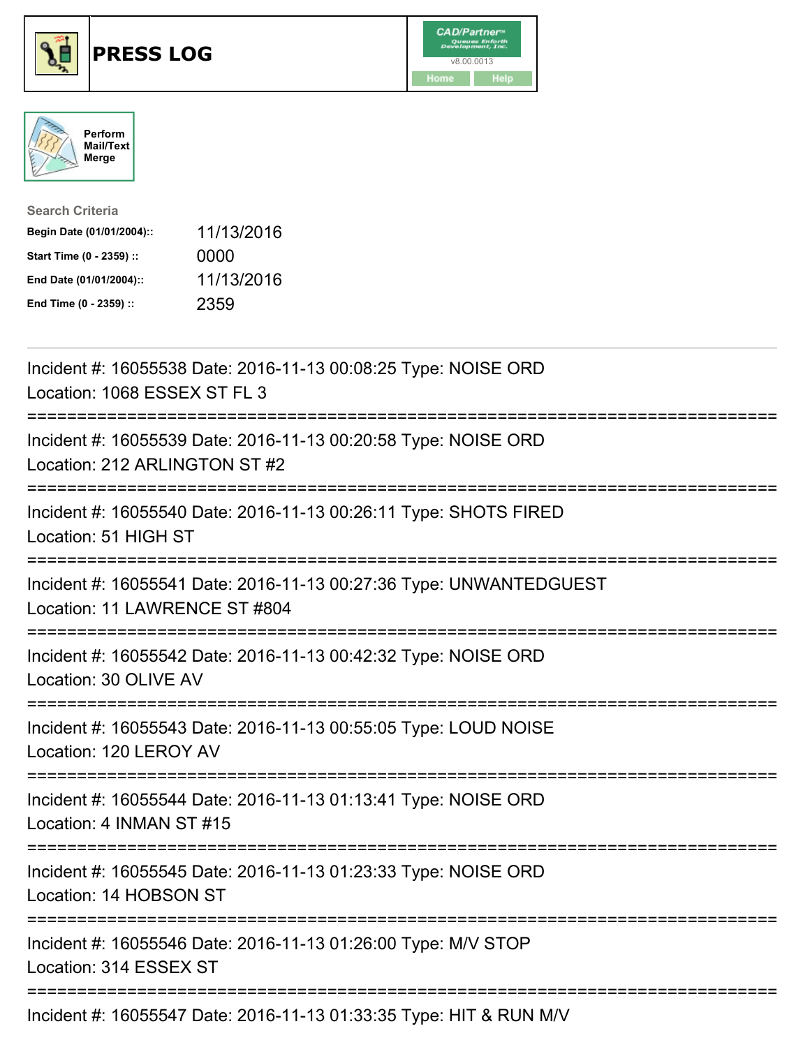# PRESS LOG

CAD/Partner v8.00.0013

Home Help

Perform Mail/Text Merge

**Search Criteria**

| | |
|---|---|
| **Begin Date (01/01/2004)::** | 11/13/2016 |
| **Start Time (0 - 2359) ::** | 0000 |
| **End Date (01/01/2004)::** | 11/13/2016 |
| **End Time (0 - 2359) ::** | 2359 |

---

Incident #: 16055538 Date: 2016-11-13 00:08:25 Type: NOISE ORD
Location: 1068 ESSEX ST FL 3

===========================================================================

Incident #: 16055539 Date: 2016-11-13 00:20:58 Type: NOISE ORD
Location: 212 ARLINGTON ST #2

===========================================================================

Incident #: 16055540 Date: 2016-11-13 00:26:11 Type: SHOTS FIRED
Location: 51 HIGH ST

===========================================================================

Incident #: 16055541 Date: 2016-11-13 00:27:36 Type: UNWANTEDGUEST
Location: 11 LAWRENCE ST #804

===========================================================================

Incident #: 16055542 Date: 2016-11-13 00:42:32 Type: NOISE ORD
Location: 30 OLIVE AV

===========================================================================

Incident #: 16055543 Date: 2016-11-13 00:55:05 Type: LOUD NOISE
Location: 120 LEROY AV

===========================================================================

Incident #: 16055544 Date: 2016-11-13 01:13:41 Type: NOISE ORD
Location: 4 INMAN ST #15

===========================================================================

Incident #: 16055545 Date: 2016-11-13 01:23:33 Type: NOISE ORD
Location: 14 HOBSON ST

===========================================================================

Incident #: 16055546 Date: 2016-11-13 01:26:00 Type: M/V STOP
Location: 314 ESSEX ST

===========================================================================

Incident #: 16055547 Date: 2016-11-13 01:33:35 Type: HIT & RUN M/V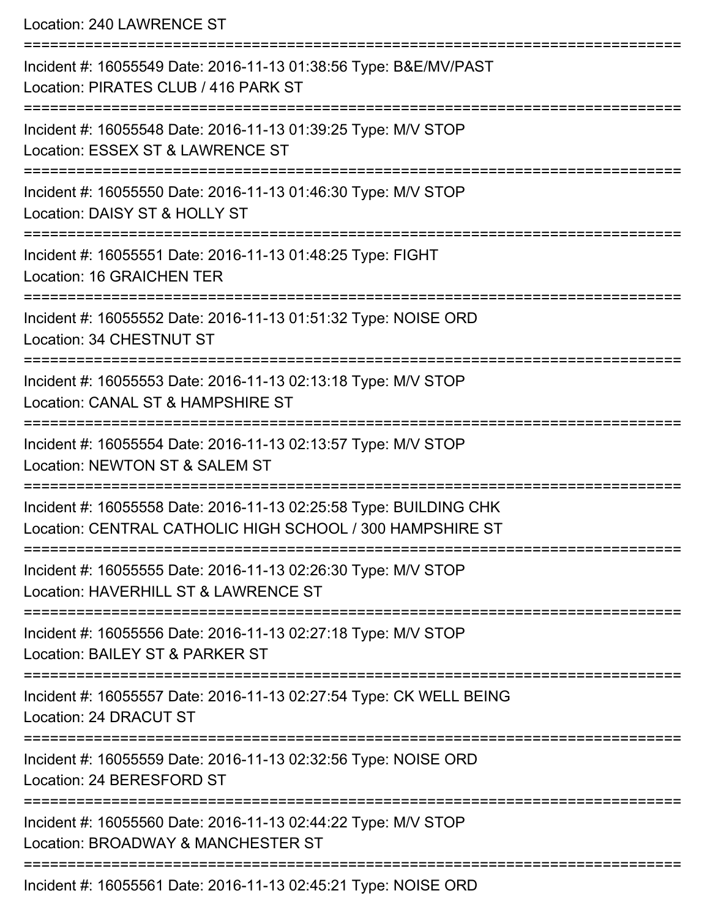Location: 240 LAWRENCE ST

===========================================================================

Incident #: 16055549 Date: 2016-11-13 01:38:56 Type: B&E/MV/PAST
Location: PIRATES CLUB / 416 PARK ST

===========================================================================

Incident #: 16055548 Date: 2016-11-13 01:39:25 Type: M/V STOP
Location: ESSEX ST & LAWRENCE ST

===========================================================================

Incident #: 16055550 Date: 2016-11-13 01:46:30 Type: M/V STOP
Location: DAISY ST & HOLLY ST

===========================================================================

Incident #: 16055551 Date: 2016-11-13 01:48:25 Type: FIGHT
Location: 16 GRAICHEN TER

===========================================================================

Incident #: 16055552 Date: 2016-11-13 01:51:32 Type: NOISE ORD
Location: 34 CHESTNUT ST

===========================================================================

Incident #: 16055553 Date: 2016-11-13 02:13:18 Type: M/V STOP
Location: CANAL ST & HAMPSHIRE ST

===========================================================================

Incident #: 16055554 Date: 2016-11-13 02:13:57 Type: M/V STOP
Location: NEWTON ST & SALEM ST

===========================================================================

Incident #: 16055558 Date: 2016-11-13 02:25:58 Type: BUILDING CHK
Location: CENTRAL CATHOLIC HIGH SCHOOL / 300 HAMPSHIRE ST

===========================================================================

Incident #: 16055555 Date: 2016-11-13 02:26:30 Type: M/V STOP
Location: HAVERHILL ST & LAWRENCE ST

===========================================================================

Incident #: 16055556 Date: 2016-11-13 02:27:18 Type: M/V STOP
Location: BAILEY ST & PARKER ST

===========================================================================

Incident #: 16055557 Date: 2016-11-13 02:27:54 Type: CK WELL BEING
Location: 24 DRACUT ST

===========================================================================

Incident #: 16055559 Date: 2016-11-13 02:32:56 Type: NOISE ORD
Location: 24 BERESFORD ST

===========================================================================

Incident #: 16055560 Date: 2016-11-13 02:44:22 Type: M/V STOP
Location: BROADWAY & MANCHESTER ST

===========================================================================

Incident #: 16055561 Date: 2016-11-13 02:45:21 Type: NOISE ORD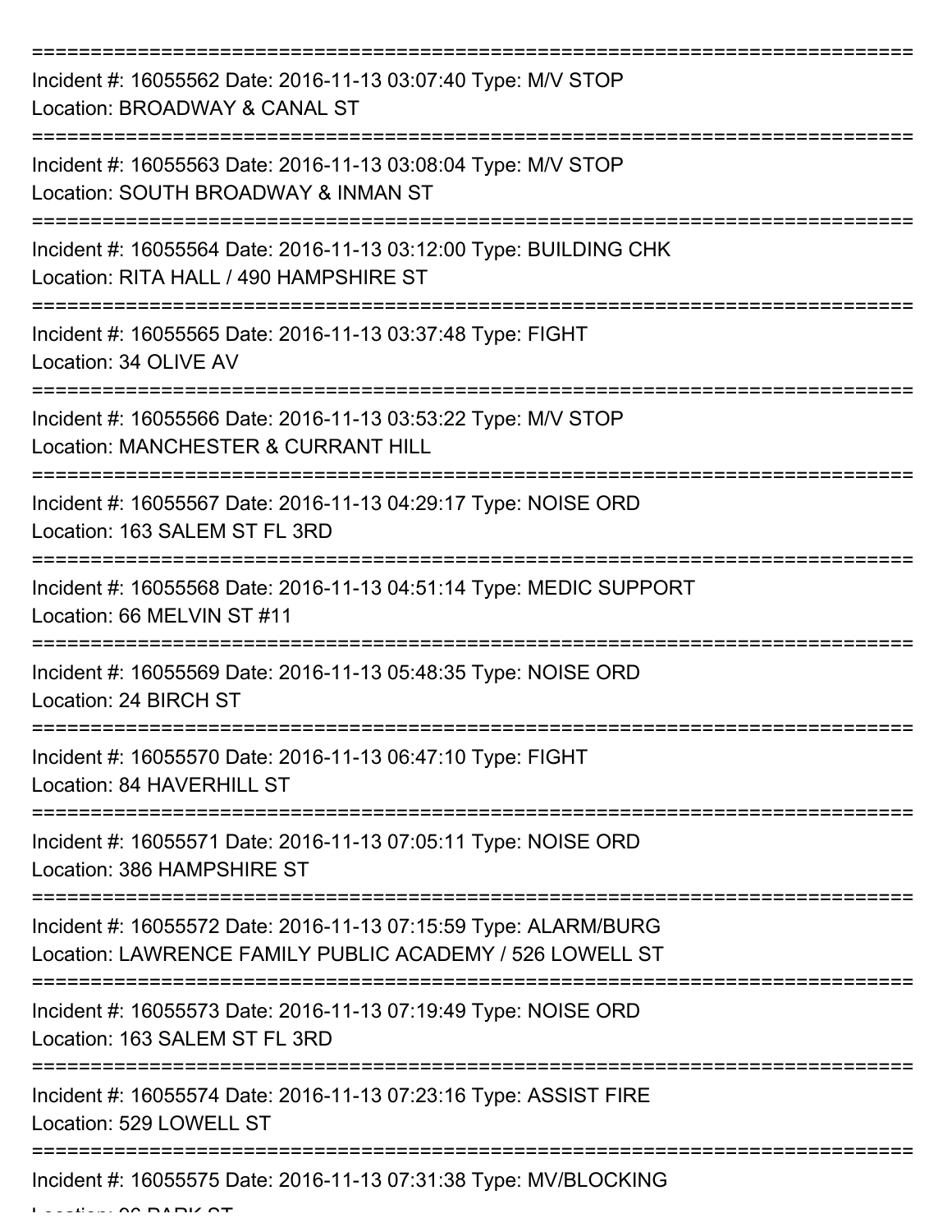===========================================================================

Incident #: 16055562 Date: 2016-11-13 03:07:40 Type: M/V STOP
Location: BROADWAY & CANAL ST

===========================================================================

Incident #: 16055563 Date: 2016-11-13 03:08:04 Type: M/V STOP
Location: SOUTH BROADWAY & INMAN ST

===========================================================================

Incident #: 16055564 Date: 2016-11-13 03:12:00 Type: BUILDING CHK
Location: RITA HALL / 490 HAMPSHIRE ST

===========================================================================

Incident #: 16055565 Date: 2016-11-13 03:37:48 Type: FIGHT
Location: 34 OLIVE AV

===========================================================================

Incident #: 16055566 Date: 2016-11-13 03:53:22 Type: M/V STOP
Location: MANCHESTER & CURRANT HILL

===========================================================================

Incident #: 16055567 Date: 2016-11-13 04:29:17 Type: NOISE ORD
Location: 163 SALEM ST FL 3RD

===========================================================================

Incident #: 16055568 Date: 2016-11-13 04:51:14 Type: MEDIC SUPPORT
Location: 66 MELVIN ST #11

===========================================================================

Incident #: 16055569 Date: 2016-11-13 05:48:35 Type: NOISE ORD
Location: 24 BIRCH ST

===========================================================================

Incident #: 16055570 Date: 2016-11-13 06:47:10 Type: FIGHT
Location: 84 HAVERHILL ST

===========================================================================

Incident #: 16055571 Date: 2016-11-13 07:05:11 Type: NOISE ORD
Location: 386 HAMPSHIRE ST

===========================================================================

Incident #: 16055572 Date: 2016-11-13 07:15:59 Type: ALARM/BURG
Location: LAWRENCE FAMILY PUBLIC ACADEMY / 526 LOWELL ST

===========================================================================

Incident #: 16055573 Date: 2016-11-13 07:19:49 Type: NOISE ORD
Location: 163 SALEM ST FL 3RD

===========================================================================

Incident #: 16055574 Date: 2016-11-13 07:23:16 Type: ASSIST FIRE
Location: 529 LOWELL ST

===========================================================================

Incident #: 16055575 Date: 2016-11-13 07:31:38 Type: MV/BLOCKING
Location: 96 PARK ST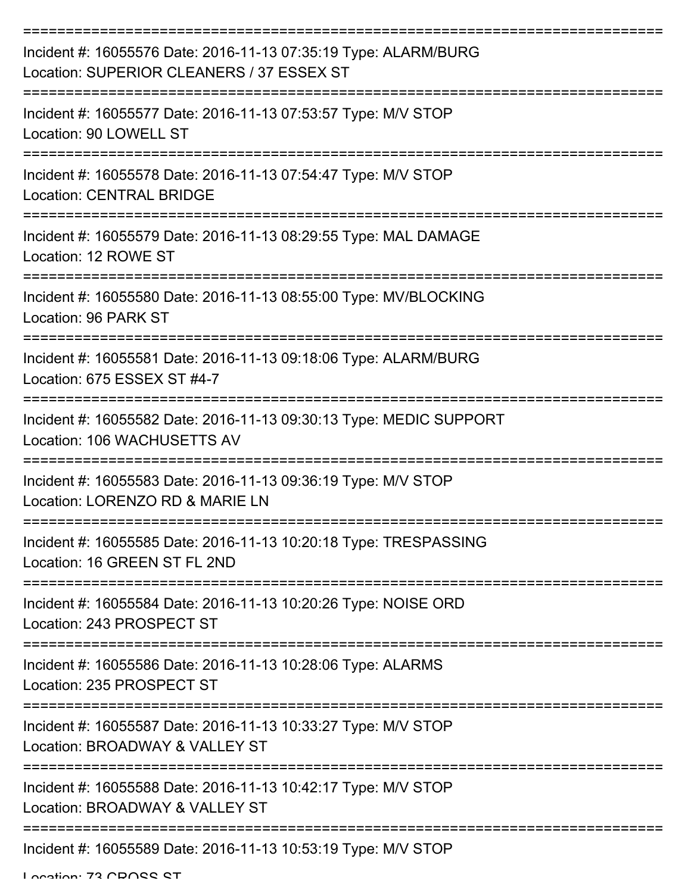===========================================================================

Incident #: 16055576 Date: 2016-11-13 07:35:19 Type: ALARM/BURG
Location: SUPERIOR CLEANERS / 37 ESSEX ST

===========================================================================

Incident #: 16055577 Date: 2016-11-13 07:53:57 Type: M/V STOP
Location: 90 LOWELL ST

===========================================================================

Incident #: 16055578 Date: 2016-11-13 07:54:47 Type: M/V STOP
Location: CENTRAL BRIDGE

===========================================================================

Incident #: 16055579 Date: 2016-11-13 08:29:55 Type: MAL DAMAGE
Location: 12 ROWE ST

===========================================================================

Incident #: 16055580 Date: 2016-11-13 08:55:00 Type: MV/BLOCKING
Location: 96 PARK ST

===========================================================================

Incident #: 16055581 Date: 2016-11-13 09:18:06 Type: ALARM/BURG
Location: 675 ESSEX ST #4-7

===========================================================================

Incident #: 16055582 Date: 2016-11-13 09:30:13 Type: MEDIC SUPPORT
Location: 106 WACHUSETTS AV

===========================================================================

Incident #: 16055583 Date: 2016-11-13 09:36:19 Type: M/V STOP
Location: LORENZO RD & MARIE LN

===========================================================================

Incident #: 16055585 Date: 2016-11-13 10:20:18 Type: TRESPASSING
Location: 16 GREEN ST FL 2ND

===========================================================================

Incident #: 16055584 Date: 2016-11-13 10:20:26 Type: NOISE ORD
Location: 243 PROSPECT ST

===========================================================================

Incident #: 16055586 Date: 2016-11-13 10:28:06 Type: ALARMS
Location: 235 PROSPECT ST

===========================================================================

Incident #: 16055587 Date: 2016-11-13 10:33:27 Type: M/V STOP
Location: BROADWAY & VALLEY ST

===========================================================================

Incident #: 16055588 Date: 2016-11-13 10:42:17 Type: M/V STOP
Location: BROADWAY & VALLEY ST

===========================================================================

Incident #: 16055589 Date: 2016-11-13 10:53:19 Type: M/V STOP
Location: 73 CROSS ST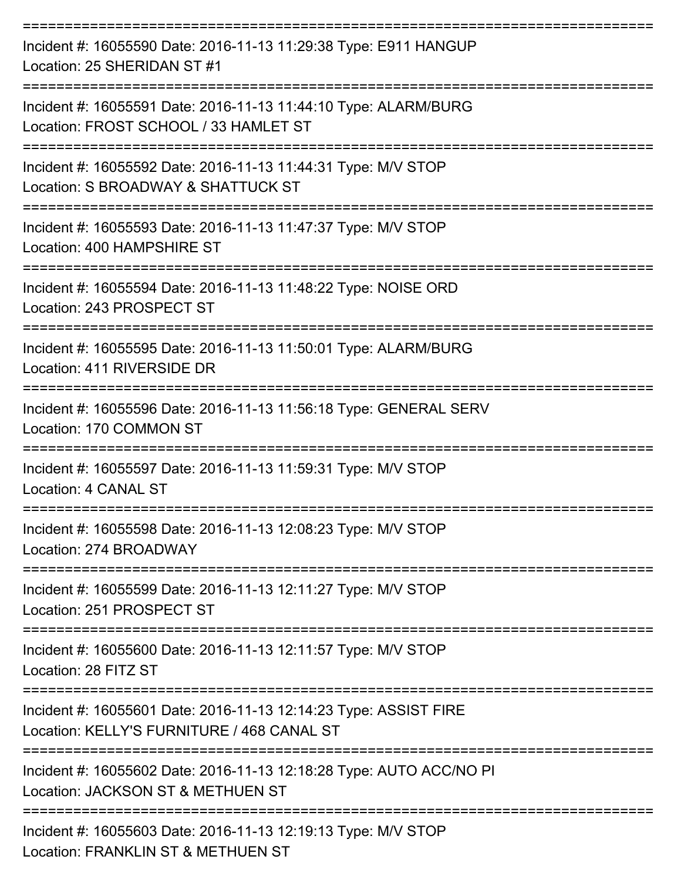===========================================================================
Incident #: 16055590 Date: 2016-11-13 11:29:38 Type: E911 HANGUP
Location: 25 SHERIDAN ST #1
===========================================================================
Incident #: 16055591 Date: 2016-11-13 11:44:10 Type: ALARM/BURG
Location: FROST SCHOOL / 33 HAMLET ST
===========================================================================
Incident #: 16055592 Date: 2016-11-13 11:44:31 Type: M/V STOP
Location: S BROADWAY & SHATTUCK ST
===========================================================================
Incident #: 16055593 Date: 2016-11-13 11:47:37 Type: M/V STOP
Location: 400 HAMPSHIRE ST
===========================================================================
Incident #: 16055594 Date: 2016-11-13 11:48:22 Type: NOISE ORD
Location: 243 PROSPECT ST
===========================================================================
Incident #: 16055595 Date: 2016-11-13 11:50:01 Type: ALARM/BURG
Location: 411 RIVERSIDE DR
===========================================================================
Incident #: 16055596 Date: 2016-11-13 11:56:18 Type: GENERAL SERV
Location: 170 COMMON ST
===========================================================================
Incident #: 16055597 Date: 2016-11-13 11:59:31 Type: M/V STOP
Location: 4 CANAL ST
===========================================================================
Incident #: 16055598 Date: 2016-11-13 12:08:23 Type: M/V STOP
Location: 274 BROADWAY
===========================================================================
Incident #: 16055599 Date: 2016-11-13 12:11:27 Type: M/V STOP
Location: 251 PROSPECT ST
===========================================================================
Incident #: 16055600 Date: 2016-11-13 12:11:57 Type: M/V STOP
Location: 28 FITZ ST
===========================================================================
Incident #: 16055601 Date: 2016-11-13 12:14:23 Type: ASSIST FIRE
Location: KELLY'S FURNITURE / 468 CANAL ST
===========================================================================
Incident #: 16055602 Date: 2016-11-13 12:18:28 Type: AUTO ACC/NO PI
Location: JACKSON ST & METHUEN ST
===========================================================================
Incident #: 16055603 Date: 2016-11-13 12:19:13 Type: M/V STOP
Location: FRANKLIN ST & METHUEN ST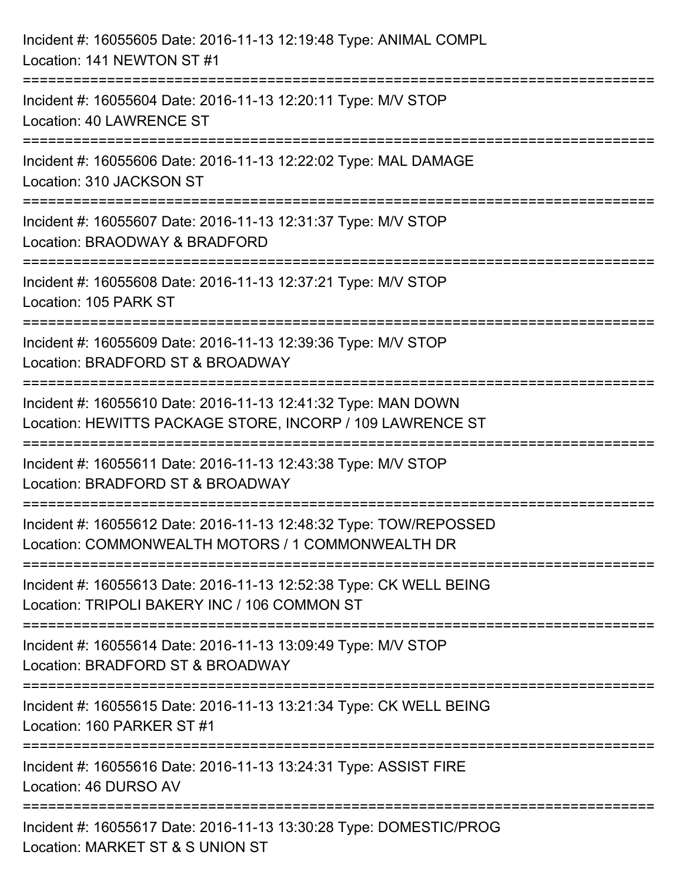Incident #: 16055605 Date: 2016-11-13 12:19:48 Type: ANIMAL COMPL
Location: 141 NEWTON ST #1

===========================================================================

Incident #: 16055604 Date: 2016-11-13 12:20:11 Type: M/V STOP
Location: 40 LAWRENCE ST

===========================================================================

Incident #: 16055606 Date: 2016-11-13 12:22:02 Type: MAL DAMAGE
Location: 310 JACKSON ST

===========================================================================

Incident #: 16055607 Date: 2016-11-13 12:31:37 Type: M/V STOP
Location: BRAODWAY & BRADFORD

===========================================================================

Incident #: 16055608 Date: 2016-11-13 12:37:21 Type: M/V STOP
Location: 105 PARK ST

===========================================================================

Incident #: 16055609 Date: 2016-11-13 12:39:36 Type: M/V STOP
Location: BRADFORD ST & BROADWAY

===========================================================================

Incident #: 16055610 Date: 2016-11-13 12:41:32 Type: MAN DOWN
Location: HEWITTS PACKAGE STORE, INCORP / 109 LAWRENCE ST

===========================================================================

Incident #: 16055611 Date: 2016-11-13 12:43:38 Type: M/V STOP
Location: BRADFORD ST & BROADWAY

===========================================================================

Incident #: 16055612 Date: 2016-11-13 12:48:32 Type: TOW/REPOSSED
Location: COMMONWEALTH MOTORS / 1 COMMONWEALTH DR

===========================================================================

Incident #: 16055613 Date: 2016-11-13 12:52:38 Type: CK WELL BEING
Location: TRIPOLI BAKERY INC / 106 COMMON ST

===========================================================================

Incident #: 16055614 Date: 2016-11-13 13:09:49 Type: M/V STOP
Location: BRADFORD ST & BROADWAY

===========================================================================

Incident #: 16055615 Date: 2016-11-13 13:21:34 Type: CK WELL BEING
Location: 160 PARKER ST #1

===========================================================================

Incident #: 16055616 Date: 2016-11-13 13:24:31 Type: ASSIST FIRE
Location: 46 DURSO AV

===========================================================================

Incident #: 16055617 Date: 2016-11-13 13:30:28 Type: DOMESTIC/PROG
Location: MARKET ST & S UNION ST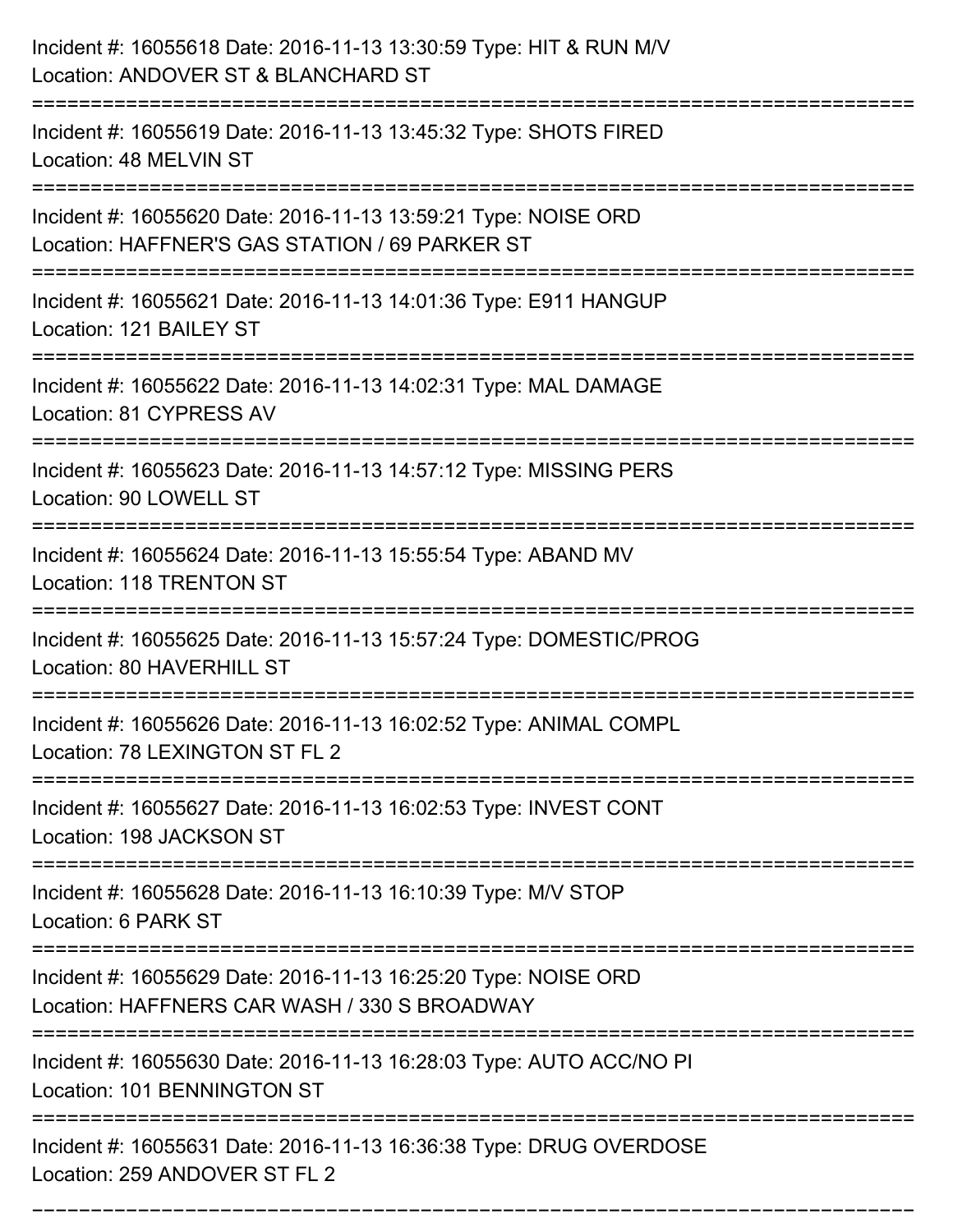Incident #: 16055618 Date: 2016-11-13 13:30:59 Type: HIT & RUN M/V
Location: ANDOVER ST & BLANCHARD ST

===========================================================================

Incident #: 16055619 Date: 2016-11-13 13:45:32 Type: SHOTS FIRED
Location: 48 MELVIN ST

===========================================================================

Incident #: 16055620 Date: 2016-11-13 13:59:21 Type: NOISE ORD
Location: HAFFNER'S GAS STATION / 69 PARKER ST

===========================================================================

Incident #: 16055621 Date: 2016-11-13 14:01:36 Type: E911 HANGUP
Location: 121 BAILEY ST

===========================================================================

Incident #: 16055622 Date: 2016-11-13 14:02:31 Type: MAL DAMAGE
Location: 81 CYPRESS AV

===========================================================================

Incident #: 16055623 Date: 2016-11-13 14:57:12 Type: MISSING PERS
Location: 90 LOWELL ST

===========================================================================

Incident #: 16055624 Date: 2016-11-13 15:55:54 Type: ABAND MV
Location: 118 TRENTON ST

===========================================================================

Incident #: 16055625 Date: 2016-11-13 15:57:24 Type: DOMESTIC/PROG
Location: 80 HAVERHILL ST

===========================================================================

Incident #: 16055626 Date: 2016-11-13 16:02:52 Type: ANIMAL COMPL
Location: 78 LEXINGTON ST FL 2

===========================================================================

Incident #: 16055627 Date: 2016-11-13 16:02:53 Type: INVEST CONT
Location: 198 JACKSON ST

===========================================================================

Incident #: 16055628 Date: 2016-11-13 16:10:39 Type: M/V STOP
Location: 6 PARK ST

===========================================================================

Incident #: 16055629 Date: 2016-11-13 16:25:20 Type: NOISE ORD
Location: HAFFNERS CAR WASH / 330 S BROADWAY

===========================================================================

Incident #: 16055630 Date: 2016-11-13 16:28:03 Type: AUTO ACC/NO PI
Location: 101 BENNINGTON ST

===========================================================================

Incident #: 16055631 Date: 2016-11-13 16:36:38 Type: DRUG OVERDOSE
Location: 259 ANDOVER ST FL 2

===========================================================================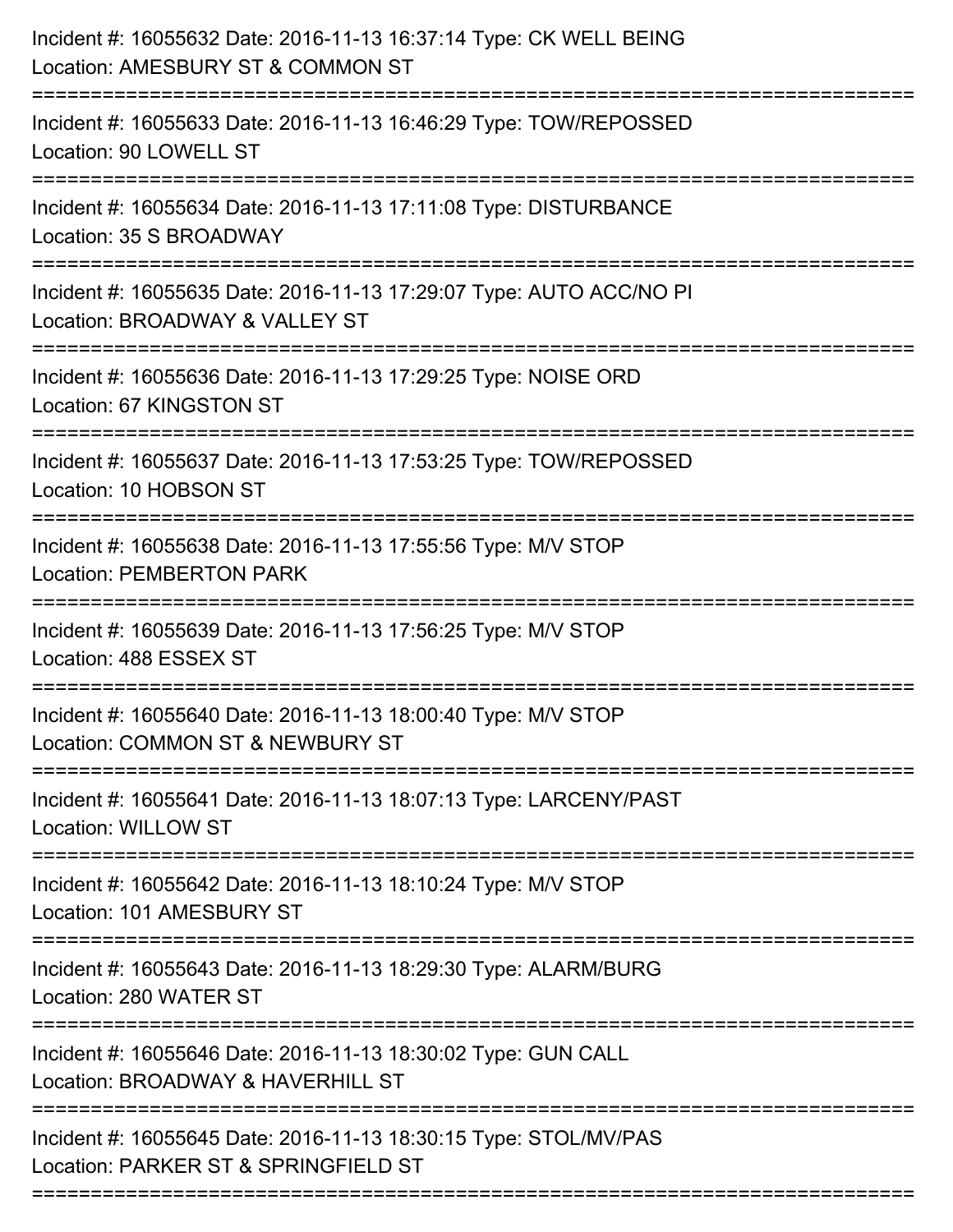Incident #: 16055632 Date: 2016-11-13 16:37:14 Type: CK WELL BEING
Location: AMESBURY ST & COMMON ST

===========================================================================

Incident #: 16055633 Date: 2016-11-13 16:46:29 Type: TOW/REPOSSED
Location: 90 LOWELL ST

===========================================================================

Incident #: 16055634 Date: 2016-11-13 17:11:08 Type: DISTURBANCE
Location: 35 S BROADWAY

===========================================================================

Incident #: 16055635 Date: 2016-11-13 17:29:07 Type: AUTO ACC/NO PI
Location: BROADWAY & VALLEY ST

===========================================================================

Incident #: 16055636 Date: 2016-11-13 17:29:25 Type: NOISE ORD
Location: 67 KINGSTON ST

===========================================================================

Incident #: 16055637 Date: 2016-11-13 17:53:25 Type: TOW/REPOSSED
Location: 10 HOBSON ST

===========================================================================

Incident #: 16055638 Date: 2016-11-13 17:55:56 Type: M/V STOP
Location: PEMBERTON PARK

===========================================================================

Incident #: 16055639 Date: 2016-11-13 17:56:25 Type: M/V STOP
Location: 488 ESSEX ST

===========================================================================

Incident #: 16055640 Date: 2016-11-13 18:00:40 Type: M/V STOP
Location: COMMON ST & NEWBURY ST

===========================================================================

Incident #: 16055641 Date: 2016-11-13 18:07:13 Type: LARCENY/PAST
Location: WILLOW ST

===========================================================================

Incident #: 16055642 Date: 2016-11-13 18:10:24 Type: M/V STOP
Location: 101 AMESBURY ST

===========================================================================

Incident #: 16055643 Date: 2016-11-13 18:29:30 Type: ALARM/BURG
Location: 280 WATER ST

===========================================================================

Incident #: 16055646 Date: 2016-11-13 18:30:02 Type: GUN CALL
Location: BROADWAY & HAVERHILL ST

===========================================================================

Incident #: 16055645 Date: 2016-11-13 18:30:15 Type: STOL/MV/PAS
Location: PARKER ST & SPRINGFIELD ST

===========================================================================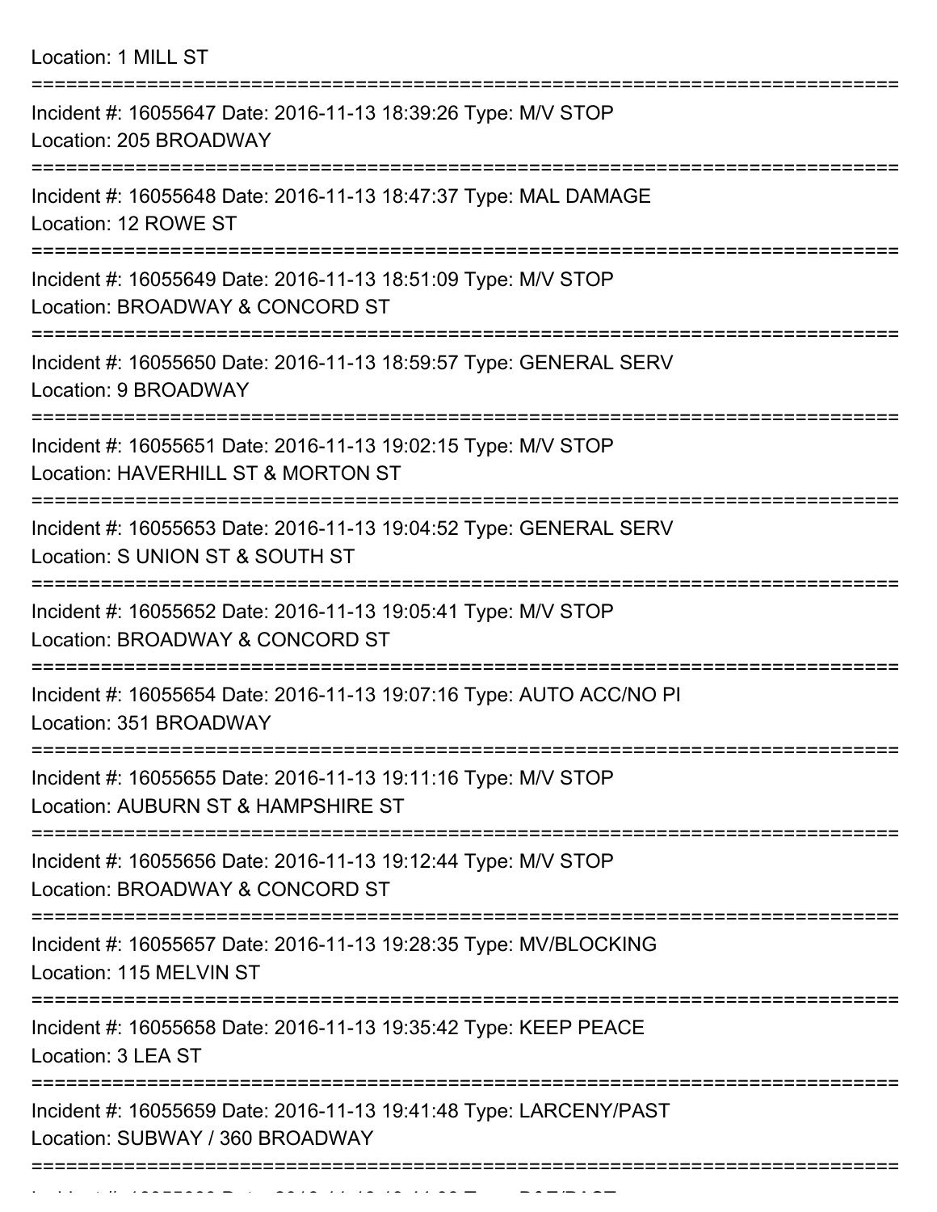Location: 1 MILL ST

===========================================================================

Incident #: 16055647 Date: 2016-11-13 18:39:26 Type: M/V STOP
Location: 205 BROADWAY

===========================================================================

Incident #: 16055648 Date: 2016-11-13 18:47:37 Type: MAL DAMAGE
Location: 12 ROWE ST

===========================================================================

Incident #: 16055649 Date: 2016-11-13 18:51:09 Type: M/V STOP
Location: BROADWAY & CONCORD ST

===========================================================================

Incident #: 16055650 Date: 2016-11-13 18:59:57 Type: GENERAL SERV
Location: 9 BROADWAY

===========================================================================

Incident #: 16055651 Date: 2016-11-13 19:02:15 Type: M/V STOP
Location: HAVERHILL ST & MORTON ST

===========================================================================

Incident #: 16055653 Date: 2016-11-13 19:04:52 Type: GENERAL SERV
Location: S UNION ST & SOUTH ST

===========================================================================

Incident #: 16055652 Date: 2016-11-13 19:05:41 Type: M/V STOP
Location: BROADWAY & CONCORD ST

===========================================================================

Incident #: 16055654 Date: 2016-11-13 19:07:16 Type: AUTO ACC/NO PI
Location: 351 BROADWAY

===========================================================================

Incident #: 16055655 Date: 2016-11-13 19:11:16 Type: M/V STOP
Location: AUBURN ST & HAMPSHIRE ST

===========================================================================

Incident #: 16055656 Date: 2016-11-13 19:12:44 Type: M/V STOP
Location: BROADWAY & CONCORD ST

===========================================================================

Incident #: 16055657 Date: 2016-11-13 19:28:35 Type: MV/BLOCKING
Location: 115 MELVIN ST

===========================================================================

Incident #: 16055658 Date: 2016-11-13 19:35:42 Type: KEEP PEACE
Location: 3 LEA ST

===========================================================================

Incident #: 16055659 Date: 2016-11-13 19:41:48 Type: LARCENY/PAST
Location: SUBWAY / 360 BROADWAY

===========================================================================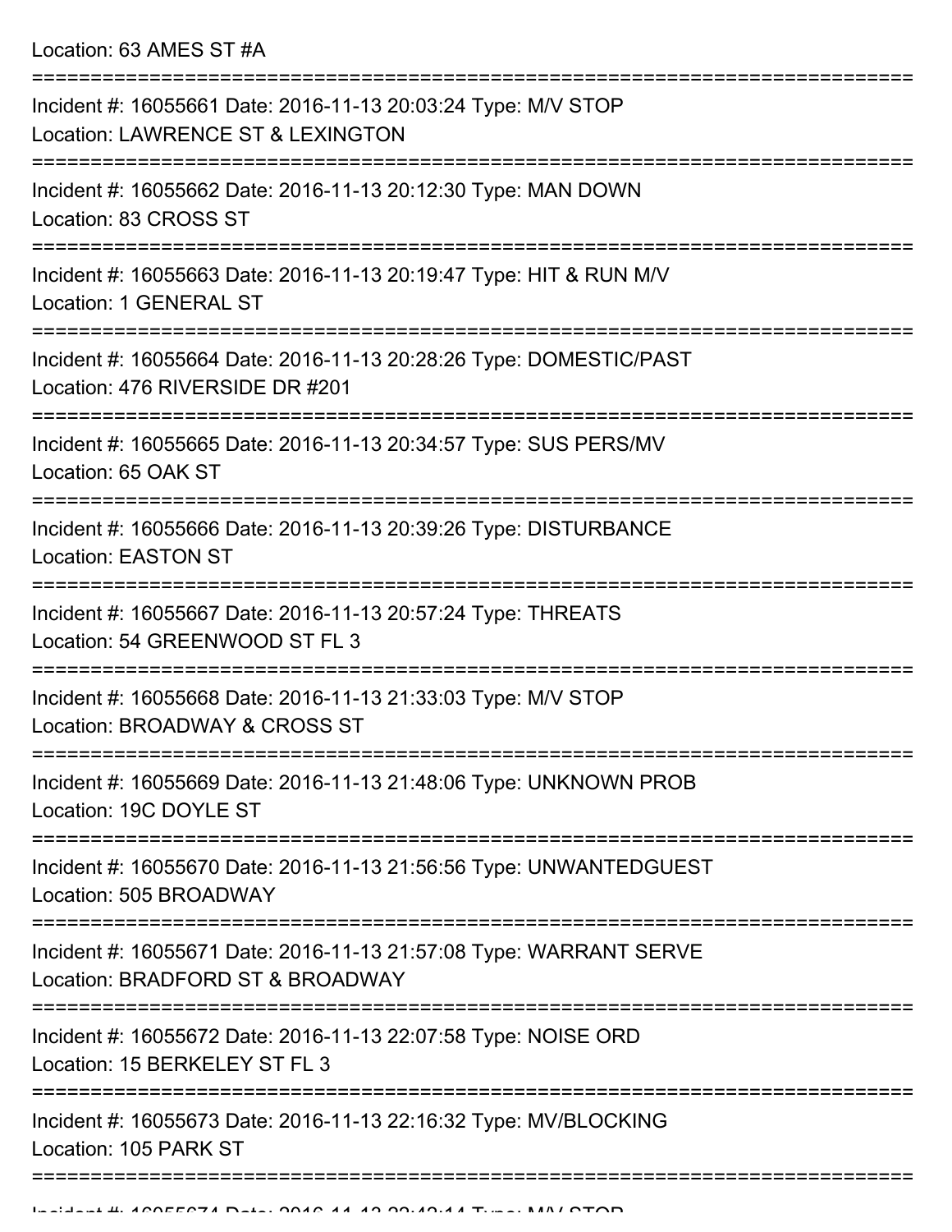Location: 63 AMES ST #A

===========================================================================

Incident #: 16055661 Date: 2016-11-13 20:03:24 Type: M/V STOP
Location: LAWRENCE ST & LEXINGTON

===========================================================================

Incident #: 16055662 Date: 2016-11-13 20:12:30 Type: MAN DOWN
Location: 83 CROSS ST

===========================================================================

Incident #: 16055663 Date: 2016-11-13 20:19:47 Type: HIT & RUN M/V
Location: 1 GENERAL ST

===========================================================================

Incident #: 16055664 Date: 2016-11-13 20:28:26 Type: DOMESTIC/PAST
Location: 476 RIVERSIDE DR #201

===========================================================================

Incident #: 16055665 Date: 2016-11-13 20:34:57 Type: SUS PERS/MV
Location: 65 OAK ST

===========================================================================

Incident #: 16055666 Date: 2016-11-13 20:39:26 Type: DISTURBANCE
Location: EASTON ST

===========================================================================

Incident #: 16055667 Date: 2016-11-13 20:57:24 Type: THREATS
Location: 54 GREENWOOD ST FL 3

===========================================================================

Incident #: 16055668 Date: 2016-11-13 21:33:03 Type: M/V STOP
Location: BROADWAY & CROSS ST

===========================================================================

Incident #: 16055669 Date: 2016-11-13 21:48:06 Type: UNKNOWN PROB
Location: 19C DOYLE ST

===========================================================================

Incident #: 16055670 Date: 2016-11-13 21:56:56 Type: UNWANTEDGUEST
Location: 505 BROADWAY

===========================================================================

Incident #: 16055671 Date: 2016-11-13 21:57:08 Type: WARRANT SERVE
Location: BRADFORD ST & BROADWAY

===========================================================================

Incident #: 16055672 Date: 2016-11-13 22:07:58 Type: NOISE ORD
Location: 15 BERKELEY ST FL 3

===========================================================================

Incident #: 16055673 Date: 2016-11-13 22:16:32 Type: MV/BLOCKING
Location: 105 PARK ST

===========================================================================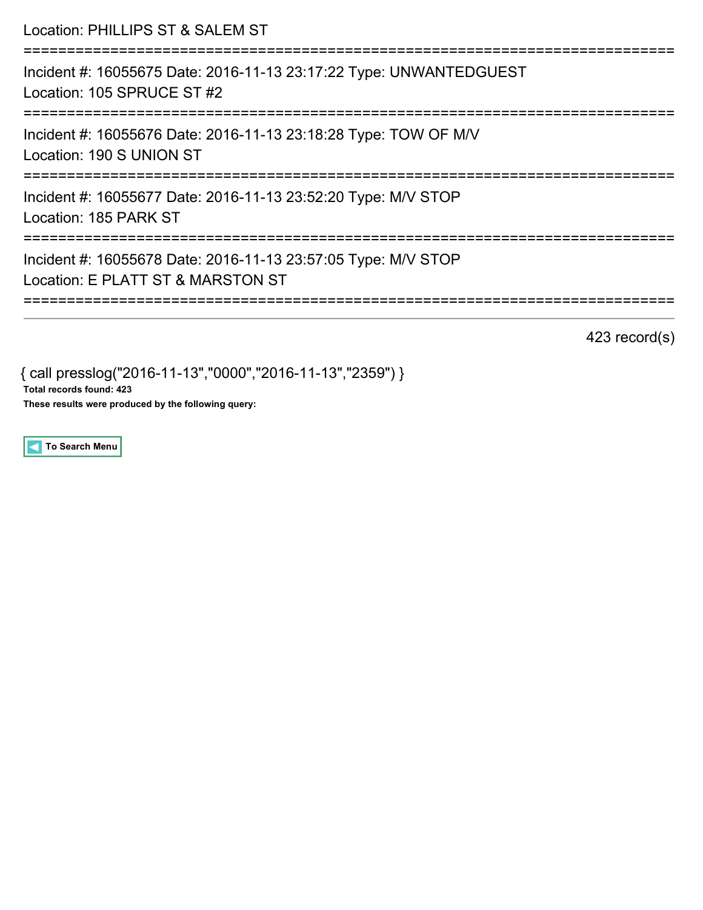Location: PHILLIPS ST & SALEM ST

===========================================================================

Incident #: 16055675 Date: 2016-11-13 23:17:22 Type: UNWANTEDGUEST
Location: 105 SPRUCE ST #2

===========================================================================

Incident #: 16055676 Date: 2016-11-13 23:18:28 Type: TOW OF M/V
Location: 190 S UNION ST

===========================================================================

Incident #: 16055677 Date: 2016-11-13 23:52:20 Type: M/V STOP
Location: 185 PARK ST

===========================================================================

Incident #: 16055678 Date: 2016-11-13 23:57:05 Type: M/V STOP
Location: E PLATT ST & MARSTON ST

===========================================================================

423 record(s)

{ call presslog("2016-11-13","0000","2016-11-13","2359") }

**Total records found: 423**

**These results were produced by the following query:**

To Search Menu